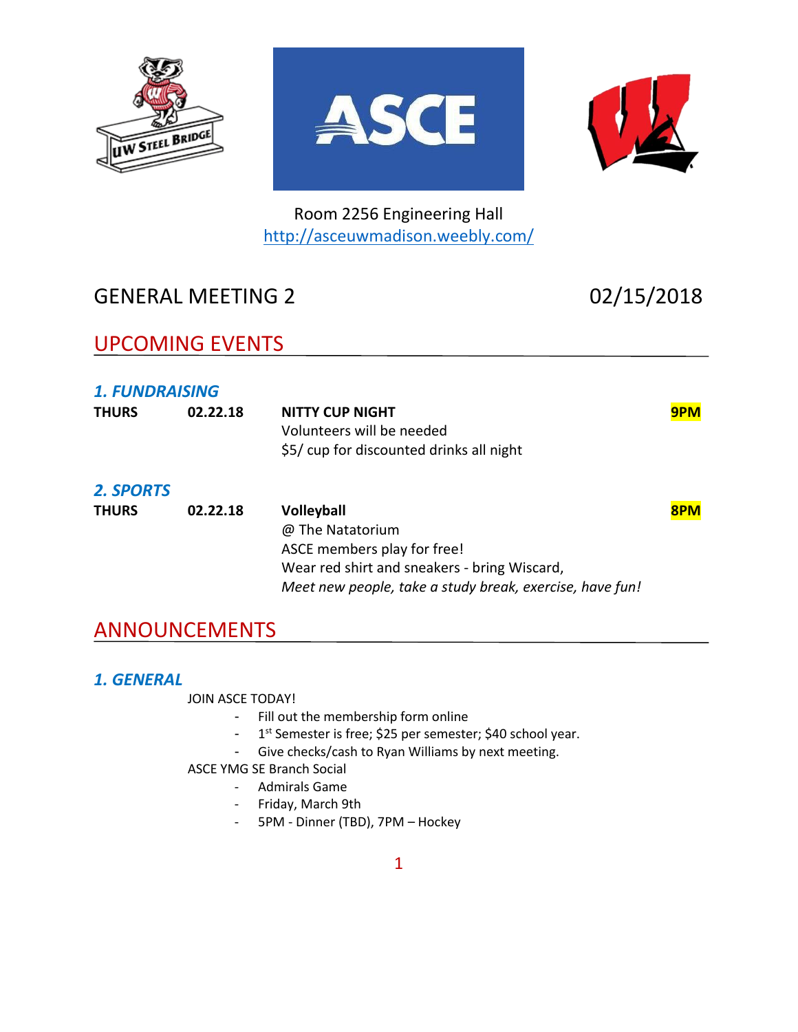Room 2256 Engineering Hall
http://asceuwmadison.weebly.com/

# GENERAL MEETING 2 02/15/2018

## UPCOMING EVENTS

### *1. FUNDRAISING*

**THURS** **02.22.18** **NITTY CUP NIGHT** **9PM**

Volunteers will be needed
$5/ cup for discounted drinks all night

### *2. SPORTS*

**THURS** **02.22.18** **Volleyball** **8PM**

@ The Natatorium
ASCE members play for free!
Wear red shirt and sneakers - bring Wiscard,
*Meet new people, take a study break, exercise, have fun!*

## ANNOUNCEMENTS

### *1. GENERAL*

JOIN ASCE TODAY!

- Fill out the membership form online
- 1st Semester is free; $25 per semester; $40 school year.
- Give checks/cash to Ryan Williams by next meeting.

ASCE YMG SE Branch Social

- Admirals Game
- Friday, March 9th
- 5PM - Dinner (TBD), 7PM – Hockey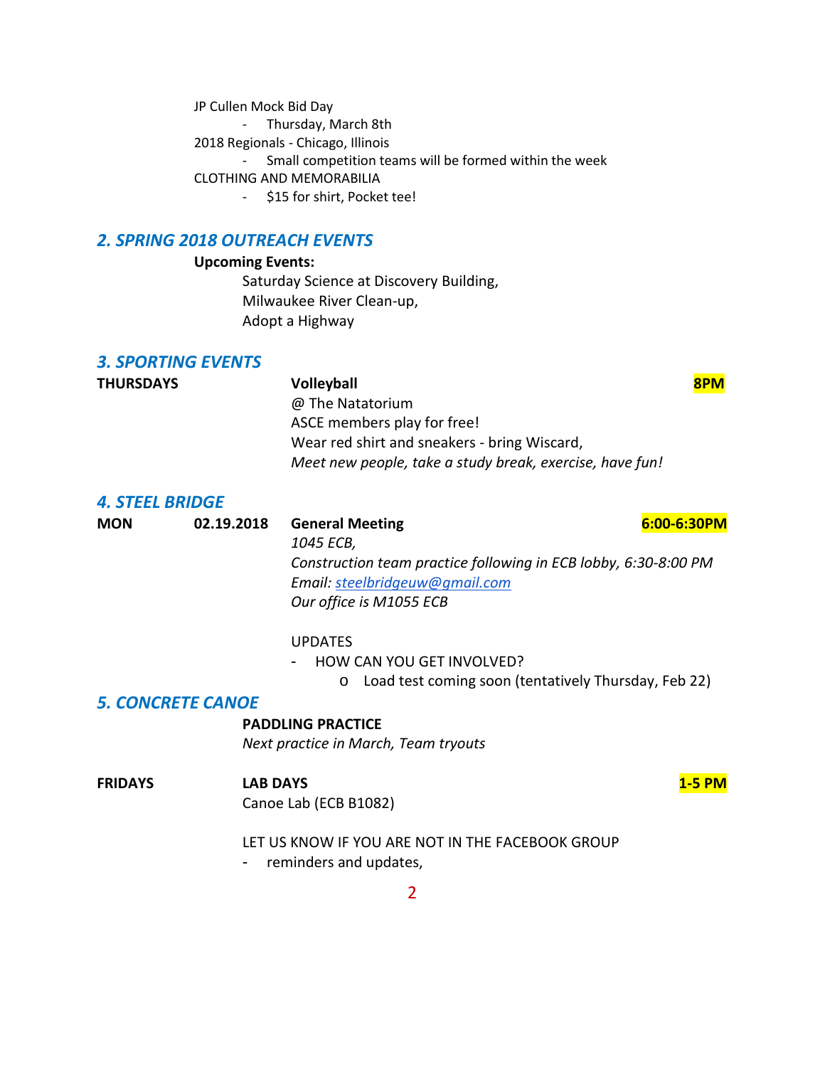JP Cullen Mock Bid Day

- Thursday, March 8th

2018 Regionals - Chicago, Illinois

- Small competition teams will be formed within the week

CLOTHING AND MEMORABILIA

- $15 for shirt, Pocket tee!

## *2. SPRING 2018 OUTREACH EVENTS*

**Upcoming Events:**

Saturday Science at Discovery Building,
Milwaukee River Clean-up,
Adopt a Highway

## *3. SPORTING EVENTS*

**THURSDAYS** — **Volleyball** — **8PM**

@ The Natatorium
ASCE members play for free!
Wear red shirt and sneakers - bring Wiscard,
*Meet new people, take a study break, exercise, have fun!*

## *4. STEEL BRIDGE*

**MON** **02.19.2018** — **General Meeting** — **6:00-6:30PM**

*1045 ECB,*
*Construction team practice following in ECB lobby, 6:30-8:00 PM*
*Email: steelbridgeuw@gmail.com*
*Our office is M1055 ECB*

UPDATES

- HOW CAN YOU GET INVOLVED?
  - Load test coming soon (tentatively Thursday, Feb 22)

## *5. CONCRETE CANOE*

**PADDLING PRACTICE**

*Next practice in March, Team tryouts*

**FRIDAYS** — **LAB DAYS** — **1-5 PM**

Canoe Lab (ECB B1082)

LET US KNOW IF YOU ARE NOT IN THE FACEBOOK GROUP

- reminders and updates,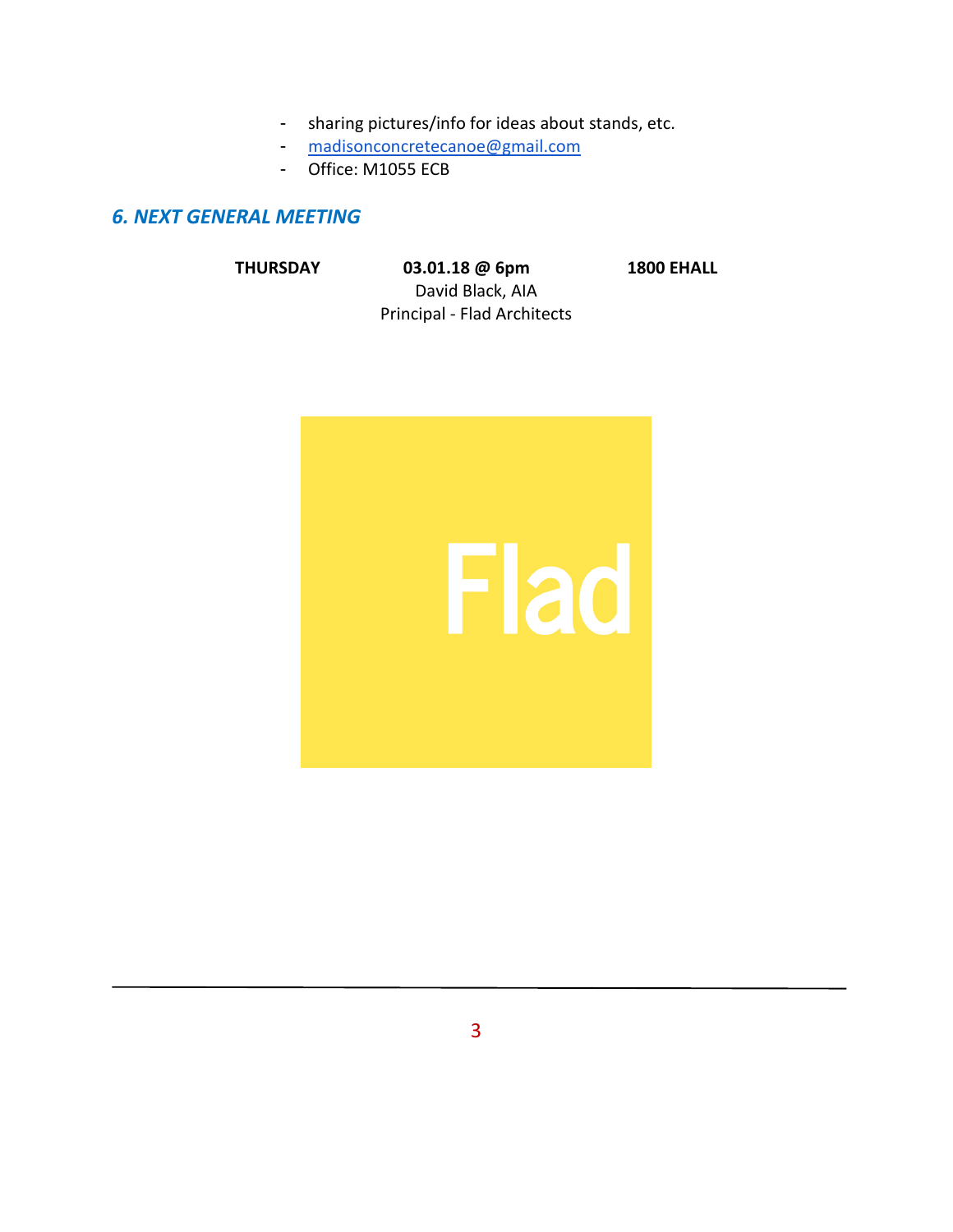- sharing pictures/info for ideas about stands, etc.
- madisonconcretecanoe@gmail.com
- Office: M1055 ECB

## *6. NEXT GENERAL MEETING*

**THURSDAY** **03.01.18 @ 6pm** **1800 EHALL**

David Black, AIA

Principal - Flad Architects

Flad